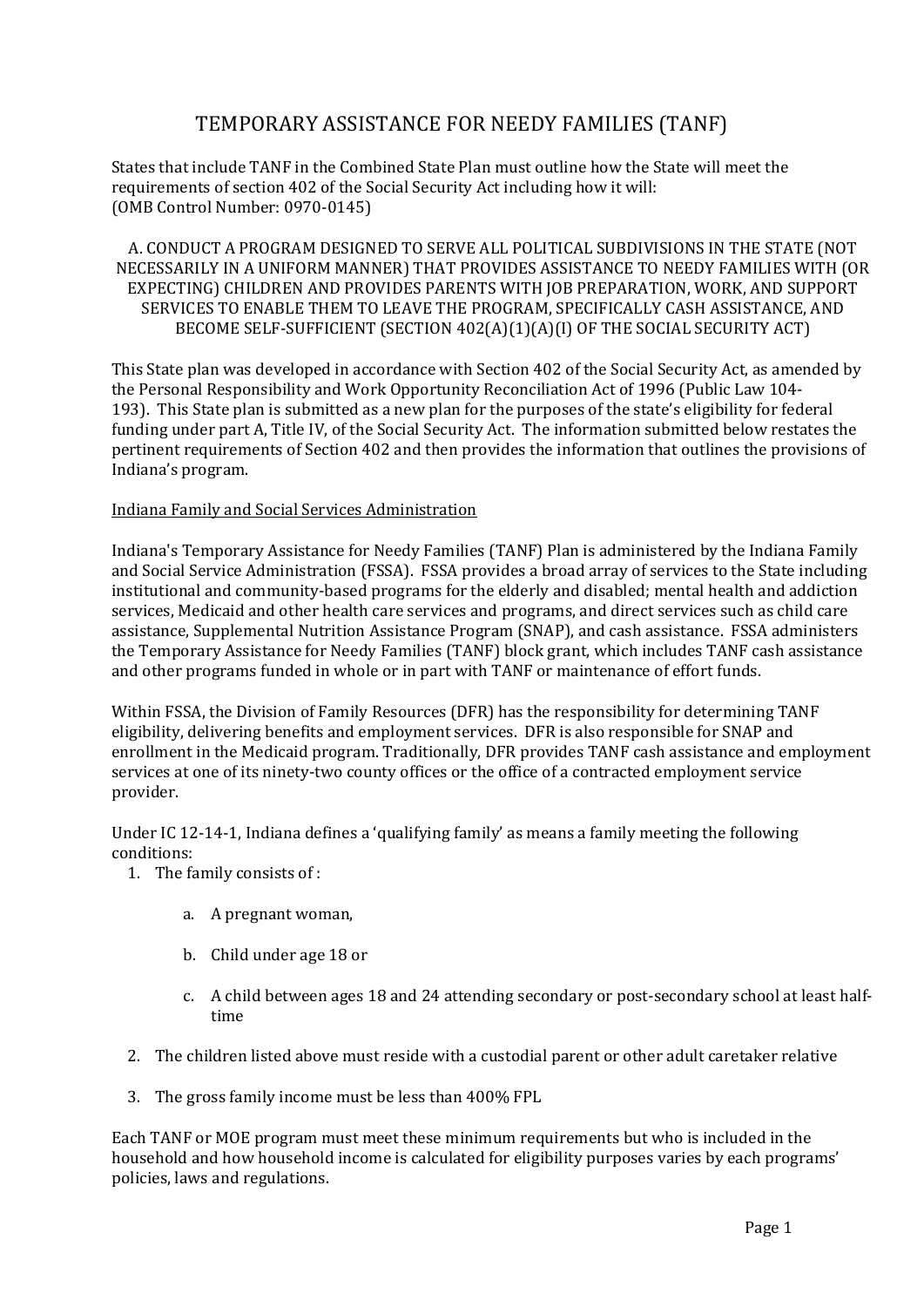# TEMPORARY ASSISTANCE FOR NEEDY FAMILIES (TANF)

States that include TANF in the Combined State Plan must outline how the State will meet the requirements of section 402 of the Social Security Act including how it will:
(OMB Control Number: 0970-0145)

## A. CONDUCT A PROGRAM DESIGNED TO SERVE ALL POLITICAL SUBDIVISIONS IN THE STATE (NOT NECESSARILY IN A UNIFORM MANNER) THAT PROVIDES ASSISTANCE TO NEEDY FAMILIES WITH (OR EXPECTING) CHILDREN AND PROVIDES PARENTS WITH JOB PREPARATION, WORK, AND SUPPORT SERVICES TO ENABLE THEM TO LEAVE THE PROGRAM, SPECIFICALLY CASH ASSISTANCE, AND BECOME SELF-SUFFICIENT (SECTION 402(A)(1)(A)(I) OF THE SOCIAL SECURITY ACT)

This State plan was developed in accordance with Section 402 of the Social Security Act, as amended by the Personal Responsibility and Work Opportunity Reconciliation Act of 1996 (Public Law 104-193). This State plan is submitted as a new plan for the purposes of the state's eligibility for federal funding under part A, Title IV, of the Social Security Act. The information submitted below restates the pertinent requirements of Section 402 and then provides the information that outlines the provisions of Indiana's program.

Indiana Family and Social Services Administration

Indiana's Temporary Assistance for Needy Families (TANF) Plan is administered by the Indiana Family and Social Service Administration (FSSA). FSSA provides a broad array of services to the State including institutional and community-based programs for the elderly and disabled; mental health and addiction services, Medicaid and other health care services and programs, and direct services such as child care assistance, Supplemental Nutrition Assistance Program (SNAP), and cash assistance. FSSA administers the Temporary Assistance for Needy Families (TANF) block grant, which includes TANF cash assistance and other programs funded in whole or in part with TANF or maintenance of effort funds.

Within FSSA, the Division of Family Resources (DFR) has the responsibility for determining TANF eligibility, delivering benefits and employment services. DFR is also responsible for SNAP and enrollment in the Medicaid program. Traditionally, DFR provides TANF cash assistance and employment services at one of its ninety-two county offices or the office of a contracted employment service provider.

Under IC 12-14-1, Indiana defines a 'qualifying family' as means a family meeting the following conditions:

1. The family consists of :
    a. A pregnant woman,
    b. Child under age 18 or
    c. A child between ages 18 and 24 attending secondary or post-secondary school at least half-time
2. The children listed above must reside with a custodial parent or other adult caretaker relative
3. The gross family income must be less than 400% FPL

Each TANF or MOE program must meet these minimum requirements but who is included in the household and how household income is calculated for eligibility purposes varies by each programs' policies, laws and regulations.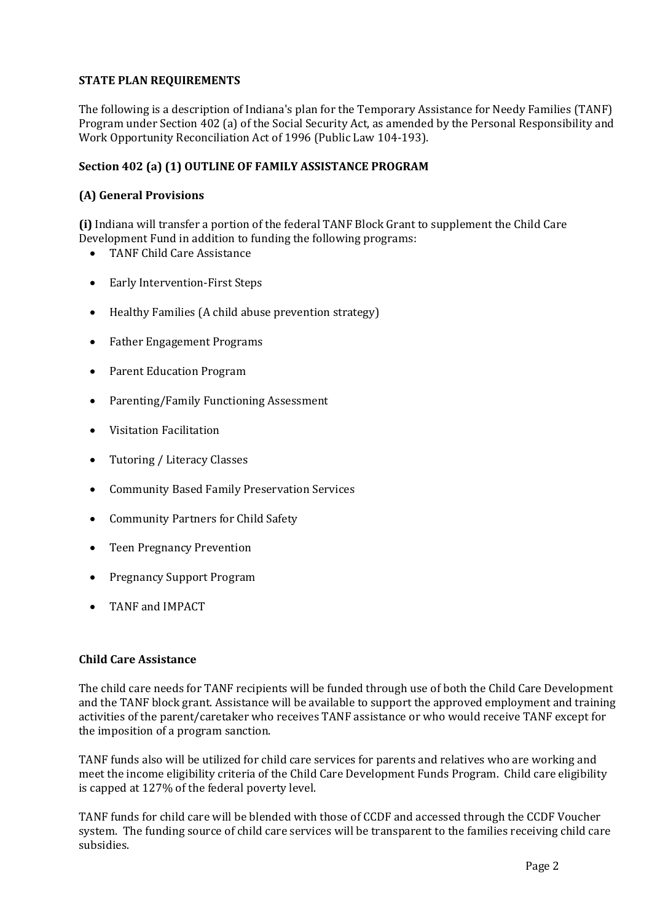**STATE PLAN REQUIREMENTS**

The following is a description of Indiana's plan for the Temporary Assistance for Needy Families (TANF) Program under Section 402 (a) of the Social Security Act, as amended by the Personal Responsibility and Work Opportunity Reconciliation Act of 1996 (Public Law 104-193).

**Section 402 (a) (1) OUTLINE OF FAMILY ASSISTANCE PROGRAM**

**(A) General Provisions**

**(i)** Indiana will transfer a portion of the federal TANF Block Grant to supplement the Child Care Development Fund in addition to funding the following programs:

- TANF Child Care Assistance
- Early Intervention-First Steps
- Healthy Families (A child abuse prevention strategy)
- Father Engagement Programs
- Parent Education Program
- Parenting/Family Functioning Assessment
- Visitation Facilitation
- Tutoring / Literacy Classes
- Community Based Family Preservation Services
- Community Partners for Child Safety
- Teen Pregnancy Prevention
- Pregnancy Support Program
- TANF and IMPACT

**Child Care Assistance**

The child care needs for TANF recipients will be funded through use of both the Child Care Development and the TANF block grant. Assistance will be available to support the approved employment and training activities of the parent/caretaker who receives TANF assistance or who would receive TANF except for the imposition of a program sanction.

TANF funds also will be utilized for child care services for parents and relatives who are working and meet the income eligibility criteria of the Child Care Development Funds Program. Child care eligibility is capped at 127% of the federal poverty level.

TANF funds for child care will be blended with those of CCDF and accessed through the CCDF Voucher system. The funding source of child care services will be transparent to the families receiving child care subsidies.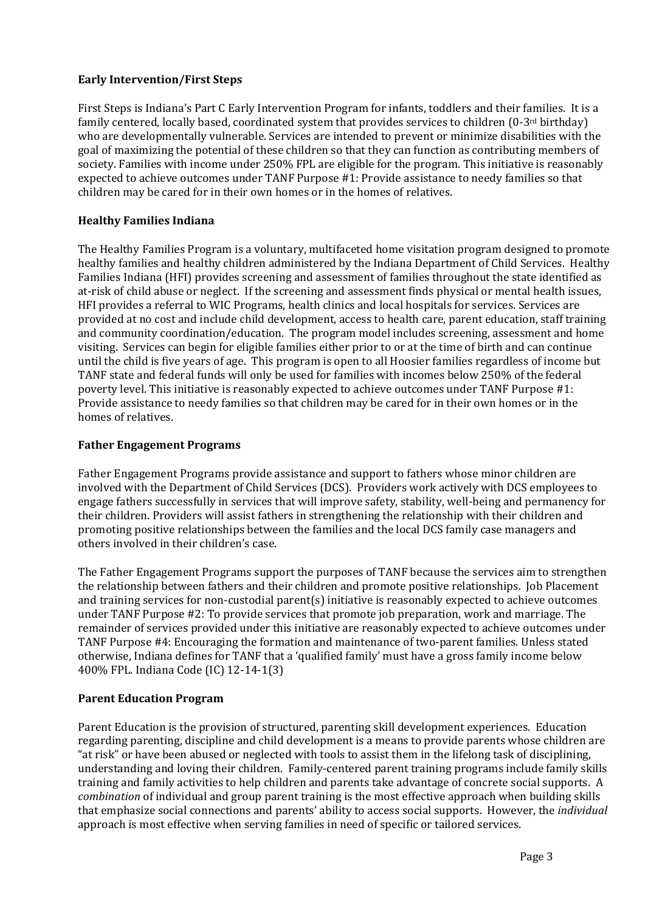**Early Intervention/First Steps**

First Steps is Indiana's Part C Early Intervention Program for infants, toddlers and their families. It is a family centered, locally based, coordinated system that provides services to children (0-3rd birthday) who are developmentally vulnerable. Services are intended to prevent or minimize disabilities with the goal of maximizing the potential of these children so that they can function as contributing members of society. Families with income under 250% FPL are eligible for the program. This initiative is reasonably expected to achieve outcomes under TANF Purpose #1: Provide assistance to needy families so that children may be cared for in their own homes or in the homes of relatives.

**Healthy Families Indiana**

The Healthy Families Program is a voluntary, multifaceted home visitation program designed to promote healthy families and healthy children administered by the Indiana Department of Child Services. Healthy Families Indiana (HFI) provides screening and assessment of families throughout the state identified as at-risk of child abuse or neglect. If the screening and assessment finds physical or mental health issues, HFI provides a referral to WIC Programs, health clinics and local hospitals for services. Services are provided at no cost and include child development, access to health care, parent education, staff training and community coordination/education. The program model includes screening, assessment and home visiting. Services can begin for eligible families either prior to or at the time of birth and can continue until the child is five years of age. This program is open to all Hoosier families regardless of income but TANF state and federal funds will only be used for families with incomes below 250% of the federal poverty level. This initiative is reasonably expected to achieve outcomes under TANF Purpose #1: Provide assistance to needy families so that children may be cared for in their own homes or in the homes of relatives.

**Father Engagement Programs**

Father Engagement Programs provide assistance and support to fathers whose minor children are involved with the Department of Child Services (DCS). Providers work actively with DCS employees to engage fathers successfully in services that will improve safety, stability, well-being and permanency for their children. Providers will assist fathers in strengthening the relationship with their children and promoting positive relationships between the families and the local DCS family case managers and others involved in their children's case.

The Father Engagement Programs support the purposes of TANF because the services aim to strengthen the relationship between fathers and their children and promote positive relationships. Job Placement and training services for non-custodial parent(s) initiative is reasonably expected to achieve outcomes under TANF Purpose #2: To provide services that promote job preparation, work and marriage. The remainder of services provided under this initiative are reasonably expected to achieve outcomes under TANF Purpose #4: Encouraging the formation and maintenance of two-parent families. Unless stated otherwise, Indiana defines for TANF that a 'qualified family' must have a gross family income below 400% FPL. Indiana Code (IC) 12-14-1(3)

**Parent Education Program**

Parent Education is the provision of structured, parenting skill development experiences. Education regarding parenting, discipline and child development is a means to provide parents whose children are "at risk" or have been abused or neglected with tools to assist them in the lifelong task of disciplining, understanding and loving their children. Family-centered parent training programs include family skills training and family activities to help children and parents take advantage of concrete social supports. A *combination* of individual and group parent training is the most effective approach when building skills that emphasize social connections and parents' ability to access social supports. However, the *individual* approach is most effective when serving families in need of specific or tailored services.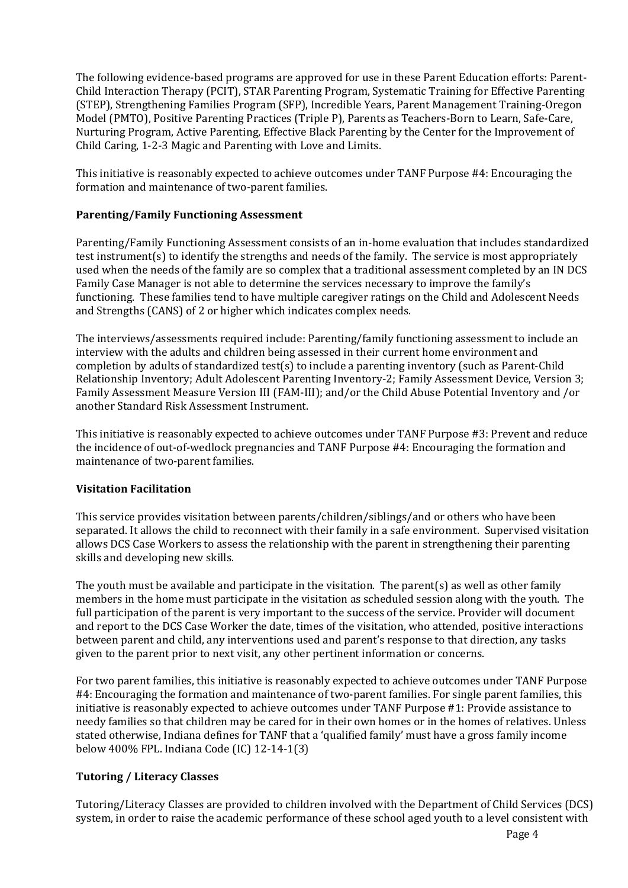The following evidence-based programs are approved for use in these Parent Education efforts: Parent-Child Interaction Therapy (PCIT), STAR Parenting Program, Systematic Training for Effective Parenting (STEP), Strengthening Families Program (SFP), Incredible Years, Parent Management Training-Oregon Model (PMTO), Positive Parenting Practices (Triple P), Parents as Teachers-Born to Learn, Safe-Care, Nurturing Program, Active Parenting, Effective Black Parenting by the Center for the Improvement of Child Caring, 1-2-3 Magic and Parenting with Love and Limits.

This initiative is reasonably expected to achieve outcomes under TANF Purpose #4: Encouraging the formation and maintenance of two-parent families.

**Parenting/Family Functioning Assessment**

Parenting/Family Functioning Assessment consists of an in-home evaluation that includes standardized test instrument(s) to identify the strengths and needs of the family. The service is most appropriately used when the needs of the family are so complex that a traditional assessment completed by an IN DCS Family Case Manager is not able to determine the services necessary to improve the family's functioning. These families tend to have multiple caregiver ratings on the Child and Adolescent Needs and Strengths (CANS) of 2 or higher which indicates complex needs.

The interviews/assessments required include: Parenting/family functioning assessment to include an interview with the adults and children being assessed in their current home environment and completion by adults of standardized test(s) to include a parenting inventory (such as Parent-Child Relationship Inventory; Adult Adolescent Parenting Inventory-2; Family Assessment Device, Version 3; Family Assessment Measure Version III (FAM-III); and/or the Child Abuse Potential Inventory and /or another Standard Risk Assessment Instrument.

This initiative is reasonably expected to achieve outcomes under TANF Purpose #3: Prevent and reduce the incidence of out-of-wedlock pregnancies and TANF Purpose #4: Encouraging the formation and maintenance of two-parent families.

**Visitation Facilitation**

This service provides visitation between parents/children/siblings/and or others who have been separated. It allows the child to reconnect with their family in a safe environment. Supervised visitation allows DCS Case Workers to assess the relationship with the parent in strengthening their parenting skills and developing new skills.

The youth must be available and participate in the visitation. The parent(s) as well as other family members in the home must participate in the visitation as scheduled session along with the youth. The full participation of the parent is very important to the success of the service. Provider will document and report to the DCS Case Worker the date, times of the visitation, who attended, positive interactions between parent and child, any interventions used and parent's response to that direction, any tasks given to the parent prior to next visit, any other pertinent information or concerns.

For two parent families, this initiative is reasonably expected to achieve outcomes under TANF Purpose #4: Encouraging the formation and maintenance of two-parent families. For single parent families, this initiative is reasonably expected to achieve outcomes under TANF Purpose #1: Provide assistance to needy families so that children may be cared for in their own homes or in the homes of relatives. Unless stated otherwise, Indiana defines for TANF that a 'qualified family' must have a gross family income below 400% FPL. Indiana Code (IC) 12-14-1(3)

**Tutoring / Literacy Classes**

Tutoring/Literacy Classes are provided to children involved with the Department of Child Services (DCS) system, in order to raise the academic performance of these school aged youth to a level consistent with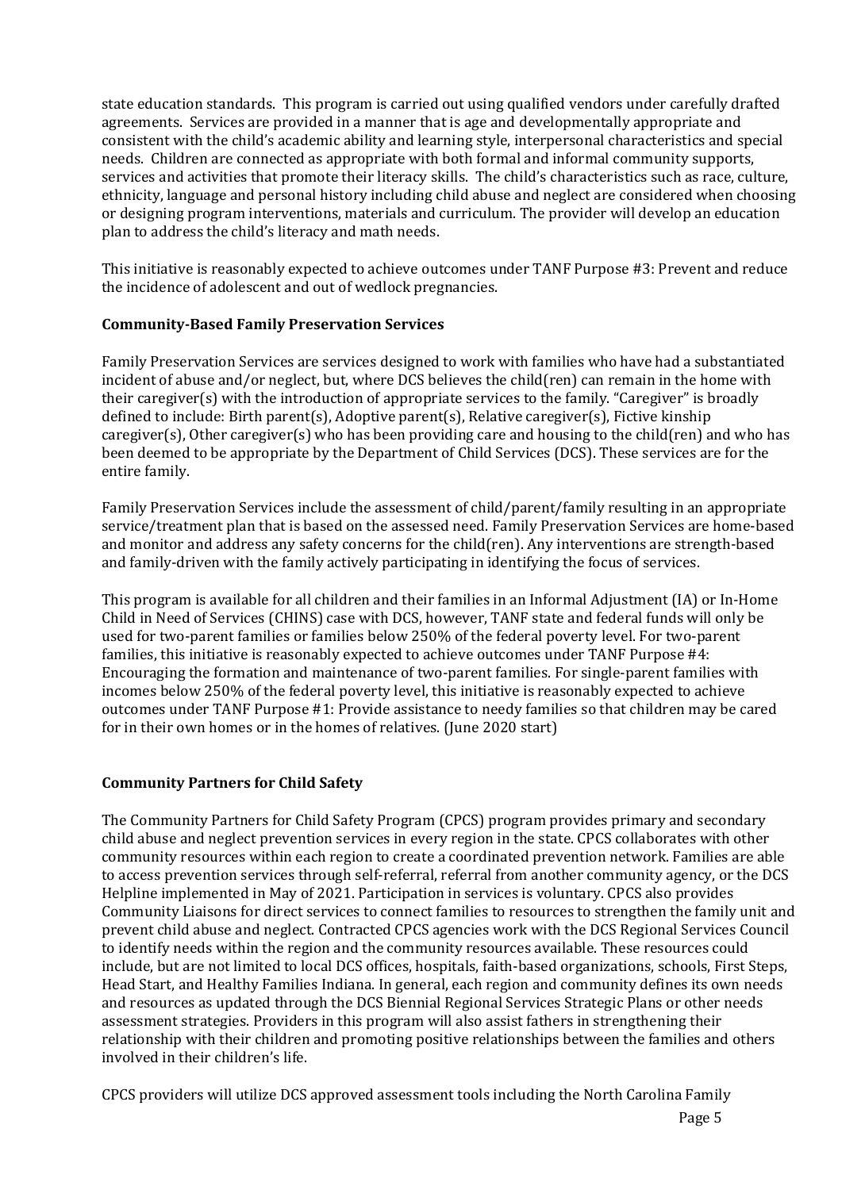state education standards. This program is carried out using qualified vendors under carefully drafted agreements. Services are provided in a manner that is age and developmentally appropriate and consistent with the child's academic ability and learning style, interpersonal characteristics and special needs. Children are connected as appropriate with both formal and informal community supports, services and activities that promote their literacy skills. The child's characteristics such as race, culture, ethnicity, language and personal history including child abuse and neglect are considered when choosing or designing program interventions, materials and curriculum. The provider will develop an education plan to address the child's literacy and math needs.

This initiative is reasonably expected to achieve outcomes under TANF Purpose #3: Prevent and reduce the incidence of adolescent and out of wedlock pregnancies.

**Community-Based Family Preservation Services**

Family Preservation Services are services designed to work with families who have had a substantiated incident of abuse and/or neglect, but, where DCS believes the child(ren) can remain in the home with their caregiver(s) with the introduction of appropriate services to the family. "Caregiver" is broadly defined to include: Birth parent(s), Adoptive parent(s), Relative caregiver(s), Fictive kinship caregiver(s), Other caregiver(s) who has been providing care and housing to the child(ren) and who has been deemed to be appropriate by the Department of Child Services (DCS). These services are for the entire family.

Family Preservation Services include the assessment of child/parent/family resulting in an appropriate service/treatment plan that is based on the assessed need. Family Preservation Services are home-based and monitor and address any safety concerns for the child(ren). Any interventions are strength-based and family-driven with the family actively participating in identifying the focus of services.

This program is available for all children and their families in an Informal Adjustment (IA) or In-Home Child in Need of Services (CHINS) case with DCS, however, TANF state and federal funds will only be used for two-parent families or families below 250% of the federal poverty level. For two-parent families, this initiative is reasonably expected to achieve outcomes under TANF Purpose #4: Encouraging the formation and maintenance of two-parent families. For single-parent families with incomes below 250% of the federal poverty level, this initiative is reasonably expected to achieve outcomes under TANF Purpose #1: Provide assistance to needy families so that children may be cared for in their own homes or in the homes of relatives. (June 2020 start)

**Community Partners for Child Safety**

The Community Partners for Child Safety Program (CPCS) program provides primary and secondary child abuse and neglect prevention services in every region in the state. CPCS collaborates with other community resources within each region to create a coordinated prevention network. Families are able to access prevention services through self-referral, referral from another community agency, or the DCS Helpline implemented in May of 2021. Participation in services is voluntary. CPCS also provides Community Liaisons for direct services to connect families to resources to strengthen the family unit and prevent child abuse and neglect. Contracted CPCS agencies work with the DCS Regional Services Council to identify needs within the region and the community resources available. These resources could include, but are not limited to local DCS offices, hospitals, faith-based organizations, schools, First Steps, Head Start, and Healthy Families Indiana. In general, each region and community defines its own needs and resources as updated through the DCS Biennial Regional Services Strategic Plans or other needs assessment strategies. Providers in this program will also assist fathers in strengthening their relationship with their children and promoting positive relationships between the families and others involved in their children's life.

CPCS providers will utilize DCS approved assessment tools including the North Carolina Family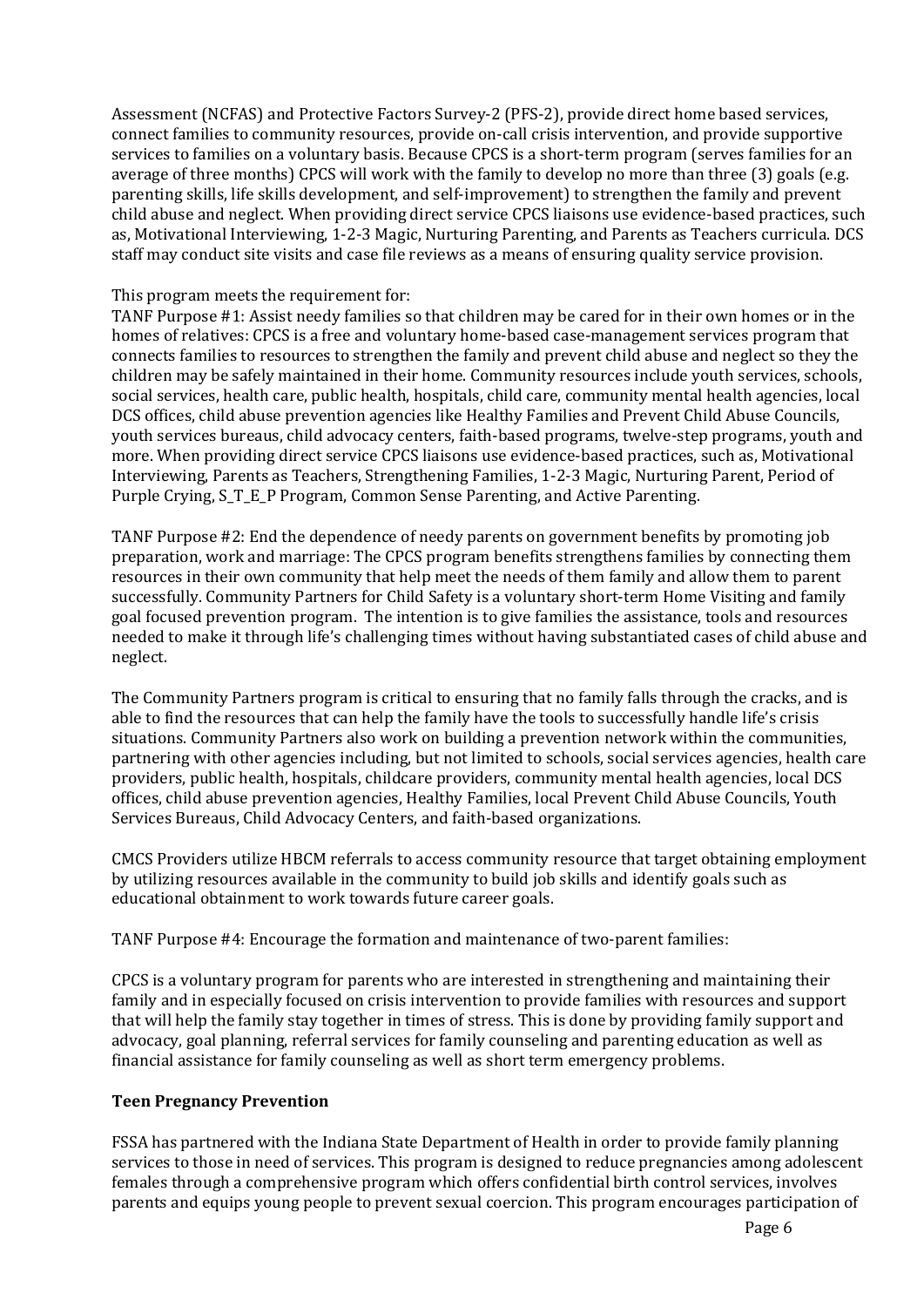Assessment (NCFAS) and Protective Factors Survey-2 (PFS-2), provide direct home based services, connect families to community resources, provide on-call crisis intervention, and provide supportive services to families on a voluntary basis. Because CPCS is a short-term program (serves families for an average of three months) CPCS will work with the family to develop no more than three (3) goals (e.g. parenting skills, life skills development, and self-improvement) to strengthen the family and prevent child abuse and neglect. When providing direct service CPCS liaisons use evidence-based practices, such as, Motivational Interviewing, 1-2-3 Magic, Nurturing Parenting, and Parents as Teachers curricula. DCS staff may conduct site visits and case file reviews as a means of ensuring quality service provision.

This program meets the requirement for:
TANF Purpose #1: Assist needy families so that children may be cared for in their own homes or in the homes of relatives: CPCS is a free and voluntary home-based case-management services program that connects families to resources to strengthen the family and prevent child abuse and neglect so they the children may be safely maintained in their home. Community resources include youth services, schools, social services, health care, public health, hospitals, child care, community mental health agencies, local DCS offices, child abuse prevention agencies like Healthy Families and Prevent Child Abuse Councils, youth services bureaus, child advocacy centers, faith-based programs, twelve-step programs, youth and more. When providing direct service CPCS liaisons use evidence-based practices, such as, Motivational Interviewing, Parents as Teachers, Strengthening Families, 1-2-3 Magic, Nurturing Parent, Period of Purple Crying, S_T_E_P Program, Common Sense Parenting, and Active Parenting.

TANF Purpose #2: End the dependence of needy parents on government benefits by promoting job preparation, work and marriage: The CPCS program benefits strengthens families by connecting them resources in their own community that help meet the needs of them family and allow them to parent successfully. Community Partners for Child Safety is a voluntary short-term Home Visiting and family goal focused prevention program. The intention is to give families the assistance, tools and resources needed to make it through life's challenging times without having substantiated cases of child abuse and neglect.

The Community Partners program is critical to ensuring that no family falls through the cracks, and is able to find the resources that can help the family have the tools to successfully handle life's crisis situations. Community Partners also work on building a prevention network within the communities, partnering with other agencies including, but not limited to schools, social services agencies, health care providers, public health, hospitals, childcare providers, community mental health agencies, local DCS offices, child abuse prevention agencies, Healthy Families, local Prevent Child Abuse Councils, Youth Services Bureaus, Child Advocacy Centers, and faith-based organizations.

CMCS Providers utilize HBCM referrals to access community resource that target obtaining employment by utilizing resources available in the community to build job skills and identify goals such as educational obtainment to work towards future career goals.

TANF Purpose #4: Encourage the formation and maintenance of two-parent families:

CPCS is a voluntary program for parents who are interested in strengthening and maintaining their family and in especially focused on crisis intervention to provide families with resources and support that will help the family stay together in times of stress. This is done by providing family support and advocacy, goal planning, referral services for family counseling and parenting education as well as financial assistance for family counseling as well as short term emergency problems.

**Teen Pregnancy Prevention**

FSSA has partnered with the Indiana State Department of Health in order to provide family planning services to those in need of services. This program is designed to reduce pregnancies among adolescent females through a comprehensive program which offers confidential birth control services, involves parents and equips young people to prevent sexual coercion. This program encourages participation of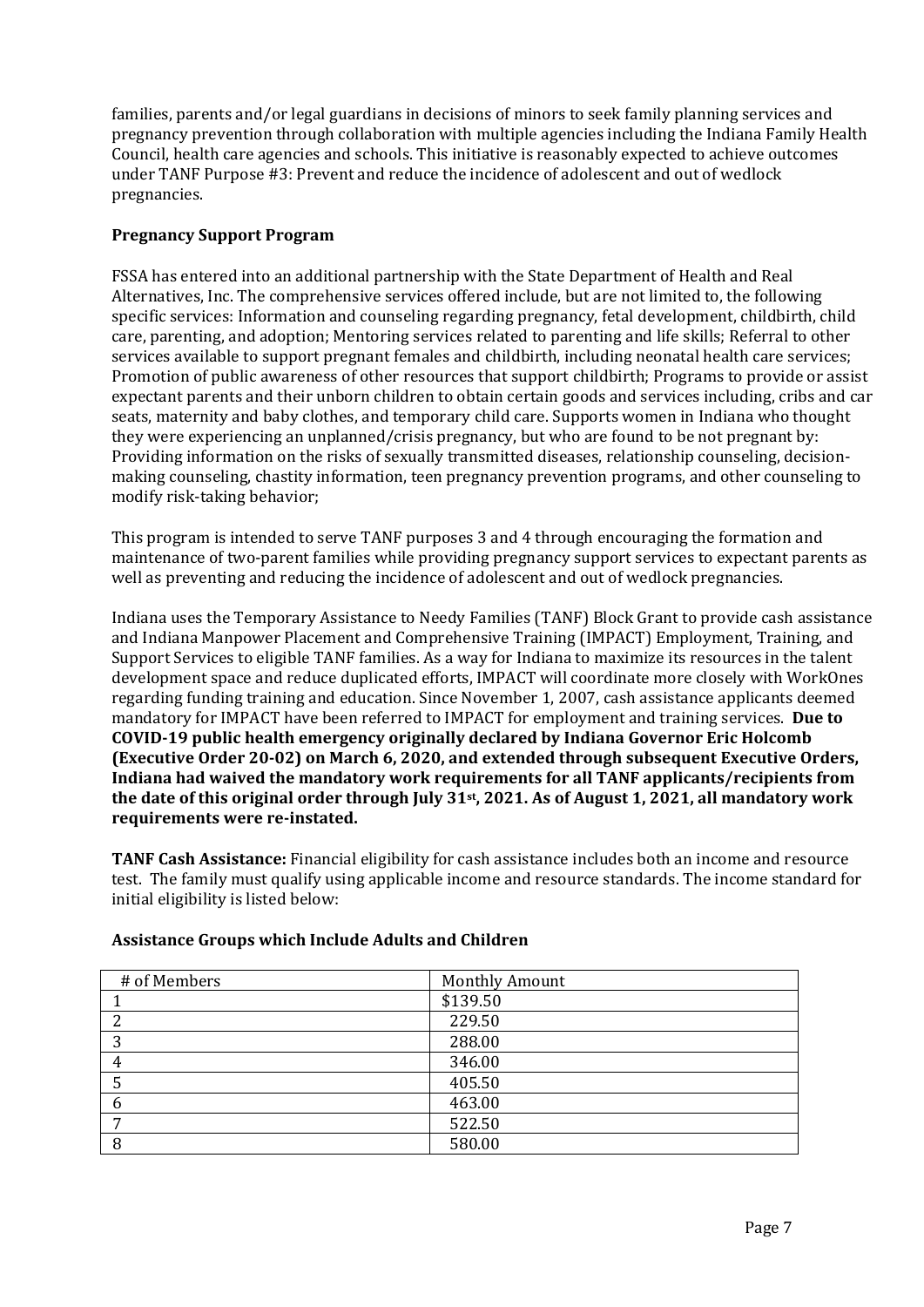families, parents and/or legal guardians in decisions of minors to seek family planning services and pregnancy prevention through collaboration with multiple agencies including the Indiana Family Health Council, health care agencies and schools. This initiative is reasonably expected to achieve outcomes under TANF Purpose #3: Prevent and reduce the incidence of adolescent and out of wedlock pregnancies.

**Pregnancy Support Program**

FSSA has entered into an additional partnership with the State Department of Health and Real Alternatives, Inc. The comprehensive services offered include, but are not limited to, the following specific services: Information and counseling regarding pregnancy, fetal development, childbirth, child care, parenting, and adoption; Mentoring services related to parenting and life skills; Referral to other services available to support pregnant females and childbirth, including neonatal health care services; Promotion of public awareness of other resources that support childbirth; Programs to provide or assist expectant parents and their unborn children to obtain certain goods and services including, cribs and car seats, maternity and baby clothes, and temporary child care. Supports women in Indiana who thought they were experiencing an unplanned/crisis pregnancy, but who are found to be not pregnant by: Providing information on the risks of sexually transmitted diseases, relationship counseling, decision-making counseling, chastity information, teen pregnancy prevention programs, and other counseling to modify risk-taking behavior;

This program is intended to serve TANF purposes 3 and 4 through encouraging the formation and maintenance of two-parent families while providing pregnancy support services to expectant parents as well as preventing and reducing the incidence of adolescent and out of wedlock pregnancies.

Indiana uses the Temporary Assistance to Needy Families (TANF) Block Grant to provide cash assistance and Indiana Manpower Placement and Comprehensive Training (IMPACT) Employment, Training, and Support Services to eligible TANF families. As a way for Indiana to maximize its resources in the talent development space and reduce duplicated efforts, IMPACT will coordinate more closely with WorkOnes regarding funding training and education. Since November 1, 2007, cash assistance applicants deemed mandatory for IMPACT have been referred to IMPACT for employment and training services. **Due to COVID-19 public health emergency originally declared by Indiana Governor Eric Holcomb (Executive Order 20-02) on March 6, 2020, and extended through subsequent Executive Orders, Indiana had waived the mandatory work requirements for all TANF applicants/recipients from the date of this original order through July 31st, 2021. As of August 1, 2021, all mandatory work requirements were re-instated.**

**TANF Cash Assistance:** Financial eligibility for cash assistance includes both an income and resource test. The family must qualify using applicable income and resource standards. The income standard for initial eligibility is listed below:

**Assistance Groups which Include Adults and Children**

| # of Members | Monthly Amount |
|---|---|
| 1 | \$139.50 |
| 2 | 229.50 |
| 3 | 288.00 |
| 4 | 346.00 |
| 5 | 405.50 |
| 6 | 463.00 |
| 7 | 522.50 |
| 8 | 580.00 |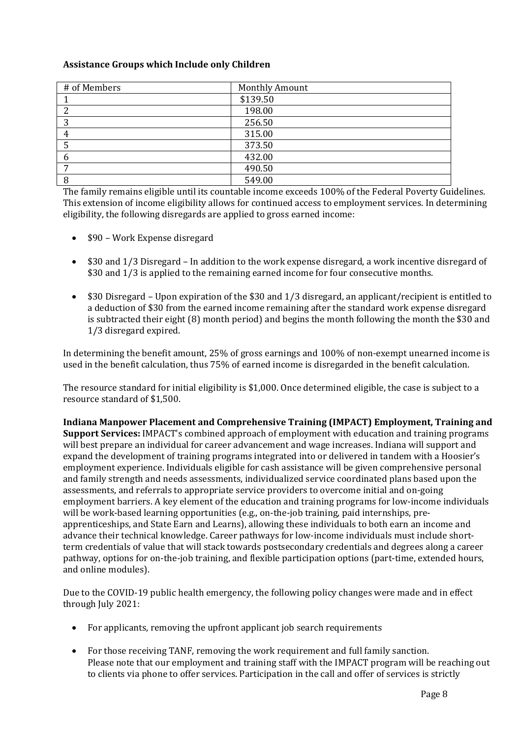**Assistance Groups which Include only Children**

| # of Members | Monthly Amount |
|---|---|
| 1 | $139.50 |
| 2 | 198.00 |
| 3 | 256.50 |
| 4 | 315.00 |
| 5 | 373.50 |
| 6 | 432.00 |
| 7 | 490.50 |
| 8 | 549.00 |

The family remains eligible until its countable income exceeds 100% of the Federal Poverty Guidelines. This extension of income eligibility allows for continued access to employment services. In determining eligibility, the following disregards are applied to gross earned income:

- $90 – Work Expense disregard
- $30 and 1/3 Disregard – In addition to the work expense disregard, a work incentive disregard of $30 and 1/3 is applied to the remaining earned income for four consecutive months.
- $30 Disregard – Upon expiration of the $30 and 1/3 disregard, an applicant/recipient is entitled to a deduction of $30 from the earned income remaining after the standard work expense disregard is subtracted their eight (8) month period) and begins the month following the month the $30 and 1/3 disregard expired.

In determining the benefit amount, 25% of gross earnings and 100% of non-exempt unearned income is used in the benefit calculation, thus 75% of earned income is disregarded in the benefit calculation.

The resource standard for initial eligibility is $1,000. Once determined eligible, the case is subject to a resource standard of $1,500.

**Indiana Manpower Placement and Comprehensive Training (IMPACT) Employment, Training and Support Services:** IMPACT's combined approach of employment with education and training programs will best prepare an individual for career advancement and wage increases. Indiana will support and expand the development of training programs integrated into or delivered in tandem with a Hoosier's employment experience. Individuals eligible for cash assistance will be given comprehensive personal and family strength and needs assessments, individualized service coordinated plans based upon the assessments, and referrals to appropriate service providers to overcome initial and on-going employment barriers. A key element of the education and training programs for low-income individuals will be work-based learning opportunities (e.g., on-the-job training, paid internships, pre-apprenticeships, and State Earn and Learns), allowing these individuals to both earn an income and advance their technical knowledge. Career pathways for low-income individuals must include short-term credentials of value that will stack towards postsecondary credentials and degrees along a career pathway, options for on-the-job training, and flexible participation options (part-time, extended hours, and online modules).

Due to the COVID-19 public health emergency, the following policy changes were made and in effect through July 2021:

- For applicants, removing the upfront applicant job search requirements
- For those receiving TANF, removing the work requirement and full family sanction. Please note that our employment and training staff with the IMPACT program will be reaching out to clients via phone to offer services. Participation in the call and offer of services is strictly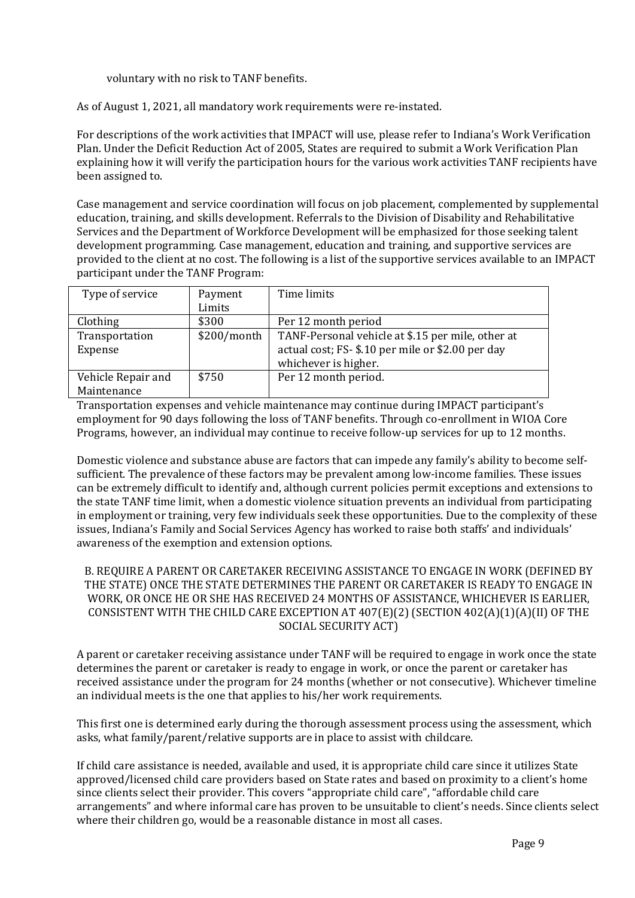voluntary with no risk to TANF benefits.

As of August 1, 2021, all mandatory work requirements were re-instated.

For descriptions of the work activities that IMPACT will use, please refer to Indiana's Work Verification Plan. Under the Deficit Reduction Act of 2005, States are required to submit a Work Verification Plan explaining how it will verify the participation hours for the various work activities TANF recipients have been assigned to.

Case management and service coordination will focus on job placement, complemented by supplemental education, training, and skills development. Referrals to the Division of Disability and Rehabilitative Services and the Department of Workforce Development will be emphasized for those seeking talent development programming. Case management, education and training, and supportive services are provided to the client at no cost. The following is a list of the supportive services available to an IMPACT participant under the TANF Program:

| Type of service | Payment Limits | Time limits |
|---|---|---|
| Clothing | $300 | Per 12 month period |
| Transportation Expense | $200/month | TANF-Personal vehicle at $.15 per mile, other at actual cost; FS- $.10 per mile or $2.00 per day whichever is higher. |
| Vehicle Repair and Maintenance | $750 | Per 12 month period. |

Transportation expenses and vehicle maintenance may continue during IMPACT participant's employment for 90 days following the loss of TANF benefits. Through co-enrollment in WIOA Core Programs, however, an individual may continue to receive follow-up services for up to 12 months.

Domestic violence and substance abuse are factors that can impede any family's ability to become self-sufficient. The prevalence of these factors may be prevalent among low-income families. These issues can be extremely difficult to identify and, although current policies permit exceptions and extensions to the state TANF time limit, when a domestic violence situation prevents an individual from participating in employment or training, very few individuals seek these opportunities. Due to the complexity of these issues, Indiana's Family and Social Services Agency has worked to raise both staffs' and individuals' awareness of the exemption and extension options.

### B. REQUIRE A PARENT OR CARETAKER RECEIVING ASSISTANCE TO ENGAGE IN WORK (DEFINED BY THE STATE) ONCE THE STATE DETERMINES THE PARENT OR CARETAKER IS READY TO ENGAGE IN WORK, OR ONCE HE OR SHE HAS RECEIVED 24 MONTHS OF ASSISTANCE, WHICHEVER IS EARLIER, CONSISTENT WITH THE CHILD CARE EXCEPTION AT 407(E)(2) (SECTION 402(A)(1)(A)(II) OF THE SOCIAL SECURITY ACT)

A parent or caretaker receiving assistance under TANF will be required to engage in work once the state determines the parent or caretaker is ready to engage in work, or once the parent or caretaker has received assistance under the program for 24 months (whether or not consecutive). Whichever timeline an individual meets is the one that applies to his/her work requirements.

This first one is determined early during the thorough assessment process using the assessment, which asks, what family/parent/relative supports are in place to assist with childcare.

If child care assistance is needed, available and used, it is appropriate child care since it utilizes State approved/licensed child care providers based on State rates and based on proximity to a client's home since clients select their provider. This covers "appropriate child care", "affordable child care arrangements" and where informal care has proven to be unsuitable to client's needs. Since clients select where their children go, would be a reasonable distance in most all cases.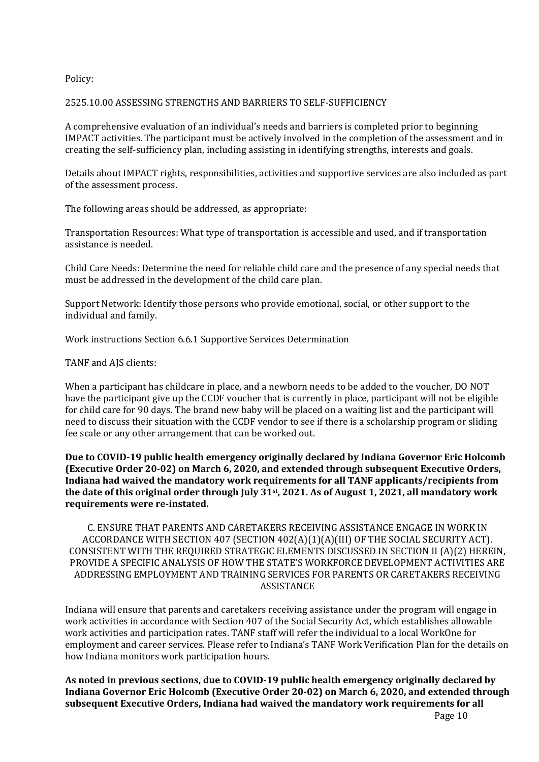Policy:

2525.10.00 ASSESSING STRENGTHS AND BARRIERS TO SELF-SUFFICIENCY

A comprehensive evaluation of an individual's needs and barriers is completed prior to beginning IMPACT activities. The participant must be actively involved in the completion of the assessment and in creating the self-sufficiency plan, including assisting in identifying strengths, interests and goals.

Details about IMPACT rights, responsibilities, activities and supportive services are also included as part of the assessment process.

The following areas should be addressed, as appropriate:

Transportation Resources: What type of transportation is accessible and used, and if transportation assistance is needed.

Child Care Needs: Determine the need for reliable child care and the presence of any special needs that must be addressed in the development of the child care plan.

Support Network: Identify those persons who provide emotional, social, or other support to the individual and family.

Work instructions Section 6.6.1 Supportive Services Determination

TANF and AJS clients:

When a participant has childcare in place, and a newborn needs to be added to the voucher, DO NOT have the participant give up the CCDF voucher that is currently in place, participant will not be eligible for child care for 90 days. The brand new baby will be placed on a waiting list and the participant will need to discuss their situation with the CCDF vendor to see if there is a scholarship program or sliding fee scale or any other arrangement that can be worked out.

**Due to COVID-19 public health emergency originally declared by Indiana Governor Eric Holcomb (Executive Order 20-02) on March 6, 2020, and extended through subsequent Executive Orders, Indiana had waived the mandatory work requirements for all TANF applicants/recipients from the date of this original order through July 31st, 2021. As of August 1, 2021, all mandatory work requirements were re-instated.**

C. ENSURE THAT PARENTS AND CARETAKERS RECEIVING ASSISTANCE ENGAGE IN WORK IN ACCORDANCE WITH SECTION 407 (SECTION 402(A)(1)(A)(III) OF THE SOCIAL SECURITY ACT). CONSISTENT WITH THE REQUIRED STRATEGIC ELEMENTS DISCUSSED IN SECTION II (A)(2) HEREIN, PROVIDE A SPECIFIC ANALYSIS OF HOW THE STATE'S WORKFORCE DEVELOPMENT ACTIVITIES ARE ADDRESSING EMPLOYMENT AND TRAINING SERVICES FOR PARENTS OR CARETAKERS RECEIVING ASSISTANCE

Indiana will ensure that parents and caretakers receiving assistance under the program will engage in work activities in accordance with Section 407 of the Social Security Act, which establishes allowable work activities and participation rates. TANF staff will refer the individual to a local WorkOne for employment and career services. Please refer to Indiana's TANF Work Verification Plan for the details on how Indiana monitors work participation hours.

**As noted in previous sections, due to COVID-19 public health emergency originally declared by Indiana Governor Eric Holcomb (Executive Order 20-02) on March 6, 2020, and extended through subsequent Executive Orders, Indiana had waived the mandatory work requirements for all**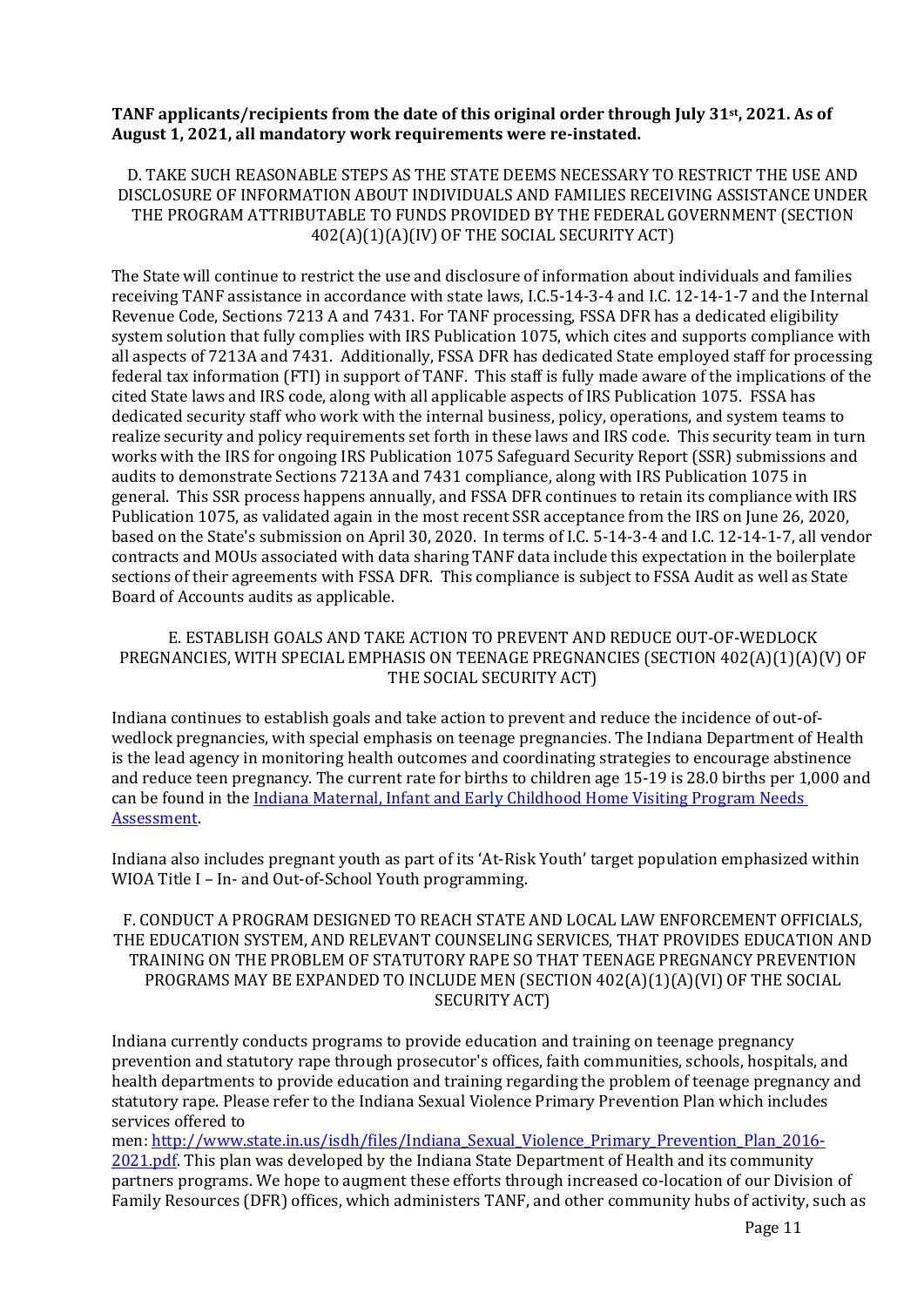**TANF applicants/recipients from the date of this original order through July 31st, 2021. As of August 1, 2021, all mandatory work requirements were re-instated.**

### D. TAKE SUCH REASONABLE STEPS AS THE STATE DEEMS NECESSARY TO RESTRICT THE USE AND DISCLOSURE OF INFORMATION ABOUT INDIVIDUALS AND FAMILIES RECEIVING ASSISTANCE UNDER THE PROGRAM ATTRIBUTABLE TO FUNDS PROVIDED BY THE FEDERAL GOVERNMENT (SECTION 402(A)(1)(A)(IV) OF THE SOCIAL SECURITY ACT)

The State will continue to restrict the use and disclosure of information about individuals and families receiving TANF assistance in accordance with state laws, I.C.5-14-3-4 and I.C. 12-14-1-7 and the Internal Revenue Code, Sections 7213 A and 7431. For TANF processing, FSSA DFR has a dedicated eligibility system solution that fully complies with IRS Publication 1075, which cites and supports compliance with all aspects of 7213A and 7431. Additionally, FSSA DFR has dedicated State employed staff for processing federal tax information (FTI) in support of TANF. This staff is fully made aware of the implications of the cited State laws and IRS code, along with all applicable aspects of IRS Publication 1075. FSSA has dedicated security staff who work with the internal business, policy, operations, and system teams to realize security and policy requirements set forth in these laws and IRS code. This security team in turn works with the IRS for ongoing IRS Publication 1075 Safeguard Security Report (SSR) submissions and audits to demonstrate Sections 7213A and 7431 compliance, along with IRS Publication 1075 in general. This SSR process happens annually, and FSSA DFR continues to retain its compliance with IRS Publication 1075, as validated again in the most recent SSR acceptance from the IRS on June 26, 2020, based on the State's submission on April 30, 2020. In terms of I.C. 5-14-3-4 and I.C. 12-14-1-7, all vendor contracts and MOUs associated with data sharing TANF data include this expectation in the boilerplate sections of their agreements with FSSA DFR. This compliance is subject to FSSA Audit as well as State Board of Accounts audits as applicable.

### E. ESTABLISH GOALS AND TAKE ACTION TO PREVENT AND REDUCE OUT-OF-WEDLOCK PREGNANCIES, WITH SPECIAL EMPHASIS ON TEENAGE PREGNANCIES (SECTION 402(A)(1)(A)(V) OF THE SOCIAL SECURITY ACT)

Indiana continues to establish goals and take action to prevent and reduce the incidence of out-of-wedlock pregnancies, with special emphasis on teenage pregnancies. The Indiana Department of Health is the lead agency in monitoring health outcomes and coordinating strategies to encourage abstinence and reduce teen pregnancy. The current rate for births to children age 15-19 is 28.0 births per 1,000 and can be found in the Indiana Maternal, Infant and Early Childhood Home Visiting Program Needs Assessment.

Indiana also includes pregnant youth as part of its 'At-Risk Youth' target population emphasized within WIOA Title I – In- and Out-of-School Youth programming.

### F. CONDUCT A PROGRAM DESIGNED TO REACH STATE AND LOCAL LAW ENFORCEMENT OFFICIALS, THE EDUCATION SYSTEM, AND RELEVANT COUNSELING SERVICES, THAT PROVIDES EDUCATION AND TRAINING ON THE PROBLEM OF STATUTORY RAPE SO THAT TEENAGE PREGNANCY PREVENTION PROGRAMS MAY BE EXPANDED TO INCLUDE MEN (SECTION 402(A)(1)(A)(VI) OF THE SOCIAL SECURITY ACT)

Indiana currently conducts programs to provide education and training on teenage pregnancy prevention and statutory rape through prosecutor's offices, faith communities, schools, hospitals, and health departments to provide education and training regarding the problem of teenage pregnancy and statutory rape. Please refer to the Indiana Sexual Violence Primary Prevention Plan which includes services offered to men: http://www.state.in.us/isdh/files/Indiana_Sexual_Violence_Primary_Prevention_Plan_2016-2021.pdf. This plan was developed by the Indiana State Department of Health and its community partners programs. We hope to augment these efforts through increased co-location of our Division of Family Resources (DFR) offices, which administers TANF, and other community hubs of activity, such as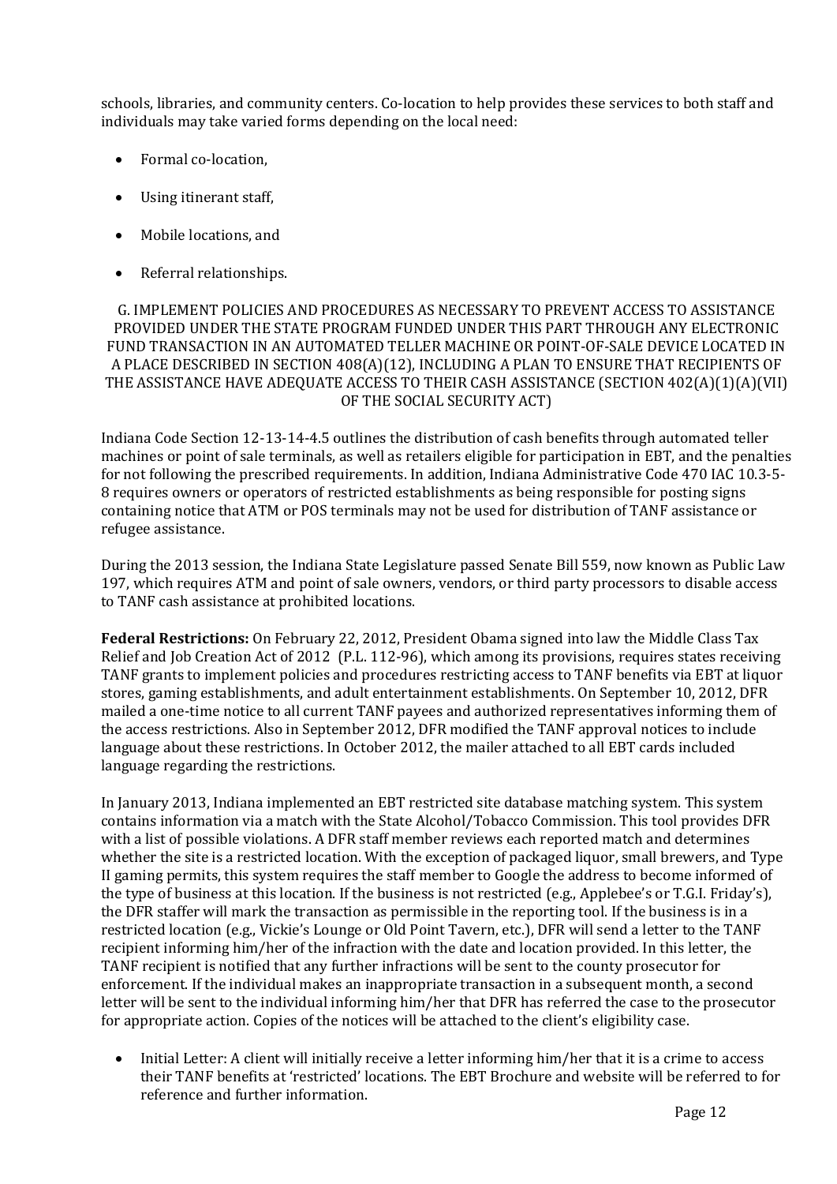schools, libraries, and community centers. Co-location to help provides these services to both staff and individuals may take varied forms depending on the local need:

- Formal co-location,
- Using itinerant staff,
- Mobile locations, and
- Referral relationships.

### G. IMPLEMENT POLICIES AND PROCEDURES AS NECESSARY TO PREVENT ACCESS TO ASSISTANCE PROVIDED UNDER THE STATE PROGRAM FUNDED UNDER THIS PART THROUGH ANY ELECTRONIC FUND TRANSACTION IN AN AUTOMATED TELLER MACHINE OR POINT-OF-SALE DEVICE LOCATED IN A PLACE DESCRIBED IN SECTION 408(A)(12), INCLUDING A PLAN TO ENSURE THAT RECIPIENTS OF THE ASSISTANCE HAVE ADEQUATE ACCESS TO THEIR CASH ASSISTANCE (SECTION 402(A)(1)(A)(VII) OF THE SOCIAL SECURITY ACT)

Indiana Code Section 12-13-14-4.5 outlines the distribution of cash benefits through automated teller machines or point of sale terminals, as well as retailers eligible for participation in EBT, and the penalties for not following the prescribed requirements. In addition, Indiana Administrative Code 470 IAC 10.3-5-8 requires owners or operators of restricted establishments as being responsible for posting signs containing notice that ATM or POS terminals may not be used for distribution of TANF assistance or refugee assistance.

During the 2013 session, the Indiana State Legislature passed Senate Bill 559, now known as Public Law 197, which requires ATM and point of sale owners, vendors, or third party processors to disable access to TANF cash assistance at prohibited locations.

**Federal Restrictions:** On February 22, 2012, President Obama signed into law the Middle Class Tax Relief and Job Creation Act of 2012 (P.L. 112-96), which among its provisions, requires states receiving TANF grants to implement policies and procedures restricting access to TANF benefits via EBT at liquor stores, gaming establishments, and adult entertainment establishments. On September 10, 2012, DFR mailed a one-time notice to all current TANF payees and authorized representatives informing them of the access restrictions. Also in September 2012, DFR modified the TANF approval notices to include language about these restrictions. In October 2012, the mailer attached to all EBT cards included language regarding the restrictions.

In January 2013, Indiana implemented an EBT restricted site database matching system. This system contains information via a match with the State Alcohol/Tobacco Commission. This tool provides DFR with a list of possible violations. A DFR staff member reviews each reported match and determines whether the site is a restricted location. With the exception of packaged liquor, small brewers, and Type II gaming permits, this system requires the staff member to Google the address to become informed of the type of business at this location. If the business is not restricted (e.g., Applebee's or T.G.I. Friday's), the DFR staffer will mark the transaction as permissible in the reporting tool. If the business is in a restricted location (e.g., Vickie's Lounge or Old Point Tavern, etc.), DFR will send a letter to the TANF recipient informing him/her of the infraction with the date and location provided. In this letter, the TANF recipient is notified that any further infractions will be sent to the county prosecutor for enforcement. If the individual makes an inappropriate transaction in a subsequent month, a second letter will be sent to the individual informing him/her that DFR has referred the case to the prosecutor for appropriate action. Copies of the notices will be attached to the client's eligibility case.

- Initial Letter: A client will initially receive a letter informing him/her that it is a crime to access their TANF benefits at 'restricted' locations. The EBT Brochure and website will be referred to for reference and further information.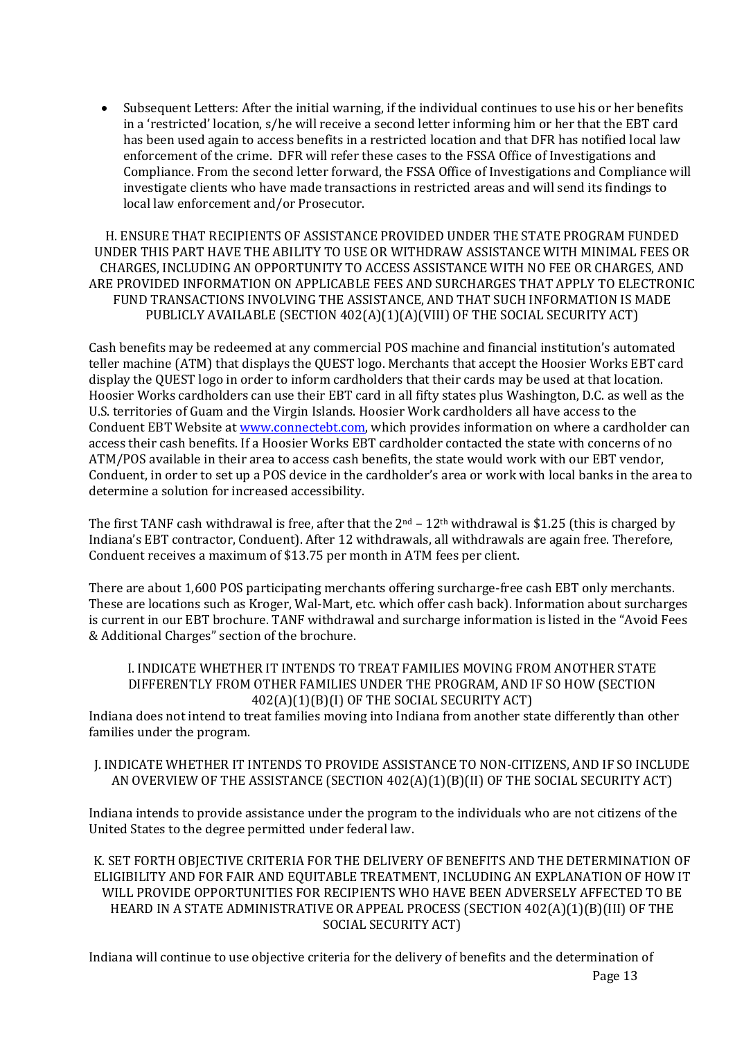- Subsequent Letters: After the initial warning, if the individual continues to use his or her benefits in a 'restricted' location, s/he will receive a second letter informing him or her that the EBT card has been used again to access benefits in a restricted location and that DFR has notified local law enforcement of the crime. DFR will refer these cases to the FSSA Office of Investigations and Compliance. From the second letter forward, the FSSA Office of Investigations and Compliance will investigate clients who have made transactions in restricted areas and will send its findings to local law enforcement and/or Prosecutor.

### H. ENSURE THAT RECIPIENTS OF ASSISTANCE PROVIDED UNDER THE STATE PROGRAM FUNDED UNDER THIS PART HAVE THE ABILITY TO USE OR WITHDRAW ASSISTANCE WITH MINIMAL FEES OR CHARGES, INCLUDING AN OPPORTUNITY TO ACCESS ASSISTANCE WITH NO FEE OR CHARGES, AND ARE PROVIDED INFORMATION ON APPLICABLE FEES AND SURCHARGES THAT APPLY TO ELECTRONIC FUND TRANSACTIONS INVOLVING THE ASSISTANCE, AND THAT SUCH INFORMATION IS MADE PUBLICLY AVAILABLE (SECTION 402(A)(1)(A)(VIII) OF THE SOCIAL SECURITY ACT)

Cash benefits may be redeemed at any commercial POS machine and financial institution's automated teller machine (ATM) that displays the QUEST logo. Merchants that accept the Hoosier Works EBT card display the QUEST logo in order to inform cardholders that their cards may be used at that location. Hoosier Works cardholders can use their EBT card in all fifty states plus Washington, D.C. as well as the U.S. territories of Guam and the Virgin Islands. Hoosier Work cardholders all have access to the Conduent EBT Website at www.connectebt.com, which provides information on where a cardholder can access their cash benefits. If a Hoosier Works EBT cardholder contacted the state with concerns of no ATM/POS available in their area to access cash benefits, the state would work with our EBT vendor, Conduent, in order to set up a POS device in the cardholder's area or work with local banks in the area to determine a solution for increased accessibility.

The first TANF cash withdrawal is free, after that the 2nd – 12th withdrawal is $1.25 (this is charged by Indiana's EBT contractor, Conduent). After 12 withdrawals, all withdrawals are again free. Therefore, Conduent receives a maximum of $13.75 per month in ATM fees per client.

There are about 1,600 POS participating merchants offering surcharge-free cash EBT only merchants. These are locations such as Kroger, Wal-Mart, etc. which offer cash back). Information about surcharges is current in our EBT brochure. TANF withdrawal and surcharge information is listed in the "Avoid Fees & Additional Charges" section of the brochure.

### I. INDICATE WHETHER IT INTENDS TO TREAT FAMILIES MOVING FROM ANOTHER STATE DIFFERENTLY FROM OTHER FAMILIES UNDER THE PROGRAM, AND IF SO HOW (SECTION 402(A)(1)(B)(I) OF THE SOCIAL SECURITY ACT)

Indiana does not intend to treat families moving into Indiana from another state differently than other families under the program.

### J. INDICATE WHETHER IT INTENDS TO PROVIDE ASSISTANCE TO NON-CITIZENS, AND IF SO INCLUDE AN OVERVIEW OF THE ASSISTANCE (SECTION 402(A)(1)(B)(II) OF THE SOCIAL SECURITY ACT)

Indiana intends to provide assistance under the program to the individuals who are not citizens of the United States to the degree permitted under federal law.

### K. SET FORTH OBJECTIVE CRITERIA FOR THE DELIVERY OF BENEFITS AND THE DETERMINATION OF ELIGIBILITY AND FOR FAIR AND EQUITABLE TREATMENT, INCLUDING AN EXPLANATION OF HOW IT WILL PROVIDE OPPORTUNITIES FOR RECIPIENTS WHO HAVE BEEN ADVERSELY AFFECTED TO BE HEARD IN A STATE ADMINISTRATIVE OR APPEAL PROCESS (SECTION 402(A)(1)(B)(III) OF THE SOCIAL SECURITY ACT)

Indiana will continue to use objective criteria for the delivery of benefits and the determination of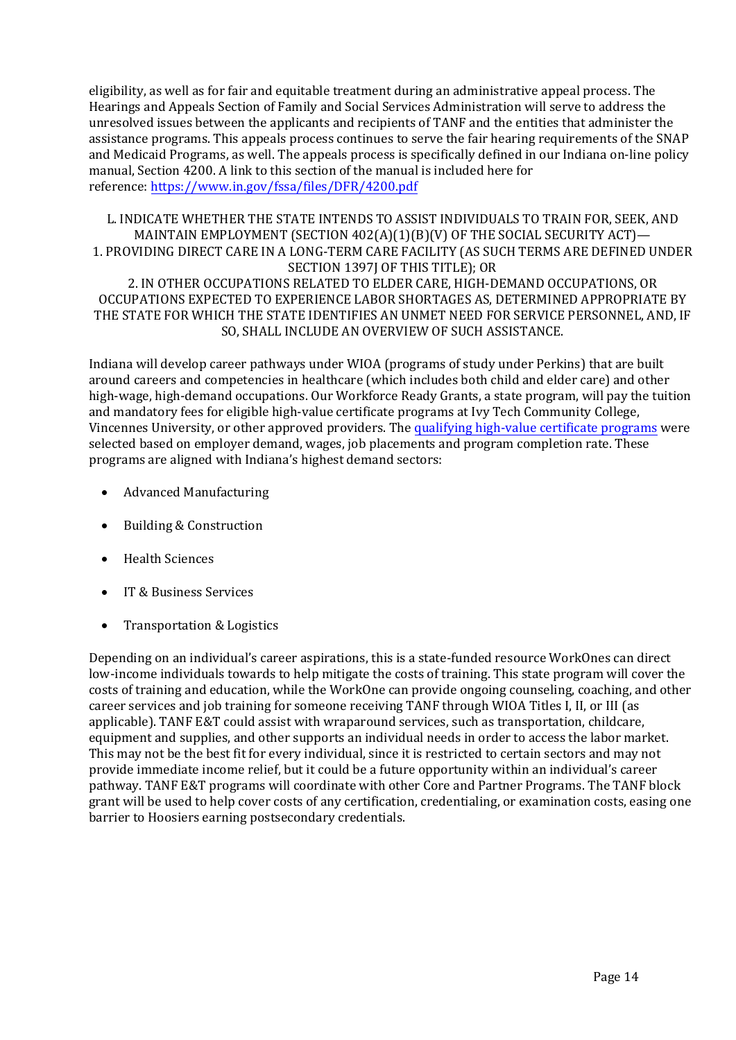eligibility, as well as for fair and equitable treatment during an administrative appeal process. The Hearings and Appeals Section of Family and Social Services Administration will serve to address the unresolved issues between the applicants and recipients of TANF and the entities that administer the assistance programs. This appeals process continues to serve the fair hearing requirements of the SNAP and Medicaid Programs, as well. The appeals process is specifically defined in our Indiana on-line policy manual, Section 4200. A link to this section of the manual is included here for reference: [https://www.in.gov/fssa/files/DFR/4200.pdf](https://www.in.gov/fssa/files/DFR/4200.pdf)

### L. INDICATE WHETHER THE STATE INTENDS TO ASSIST INDIVIDUALS TO TRAIN FOR, SEEK, AND MAINTAIN EMPLOYMENT (SECTION 402(A)(1)(B)(V) OF THE SOCIAL SECURITY ACT)— 1. PROVIDING DIRECT CARE IN A LONG-TERM CARE FACILITY (AS SUCH TERMS ARE DEFINED UNDER SECTION 1397J OF THIS TITLE); OR 2. IN OTHER OCCUPATIONS RELATED TO ELDER CARE, HIGH-DEMAND OCCUPATIONS, OR OCCUPATIONS EXPECTED TO EXPERIENCE LABOR SHORTAGES AS, DETERMINED APPROPRIATE BY THE STATE FOR WHICH THE STATE IDENTIFIES AN UNMET NEED FOR SERVICE PERSONNEL, AND, IF SO, SHALL INCLUDE AN OVERVIEW OF SUCH ASSISTANCE.

Indiana will develop career pathways under WIOA (programs of study under Perkins) that are built around careers and competencies in healthcare (which includes both child and elder care) and other high-wage, high-demand occupations. Our Workforce Ready Grants, a state program, will pay the tuition and mandatory fees for eligible high-value certificate programs at Ivy Tech Community College, Vincennes University, or other approved providers. The qualifying high-value certificate programs were selected based on employer demand, wages, job placements and program completion rate. These programs are aligned with Indiana's highest demand sectors:

- Advanced Manufacturing
- Building & Construction
- Health Sciences
- IT & Business Services
- Transportation & Logistics

Depending on an individual's career aspirations, this is a state-funded resource WorkOnes can direct low-income individuals towards to help mitigate the costs of training. This state program will cover the costs of training and education, while the WorkOne can provide ongoing counseling, coaching, and other career services and job training for someone receiving TANF through WIOA Titles I, II, or III (as applicable). TANF E&T could assist with wraparound services, such as transportation, childcare, equipment and supplies, and other supports an individual needs in order to access the labor market. This may not be the best fit for every individual, since it is restricted to certain sectors and may not provide immediate income relief, but it could be a future opportunity within an individual's career pathway. TANF E&T programs will coordinate with other Core and Partner Programs. The TANF block grant will be used to help cover costs of any certification, credentialing, or examination costs, easing one barrier to Hoosiers earning postsecondary credentials.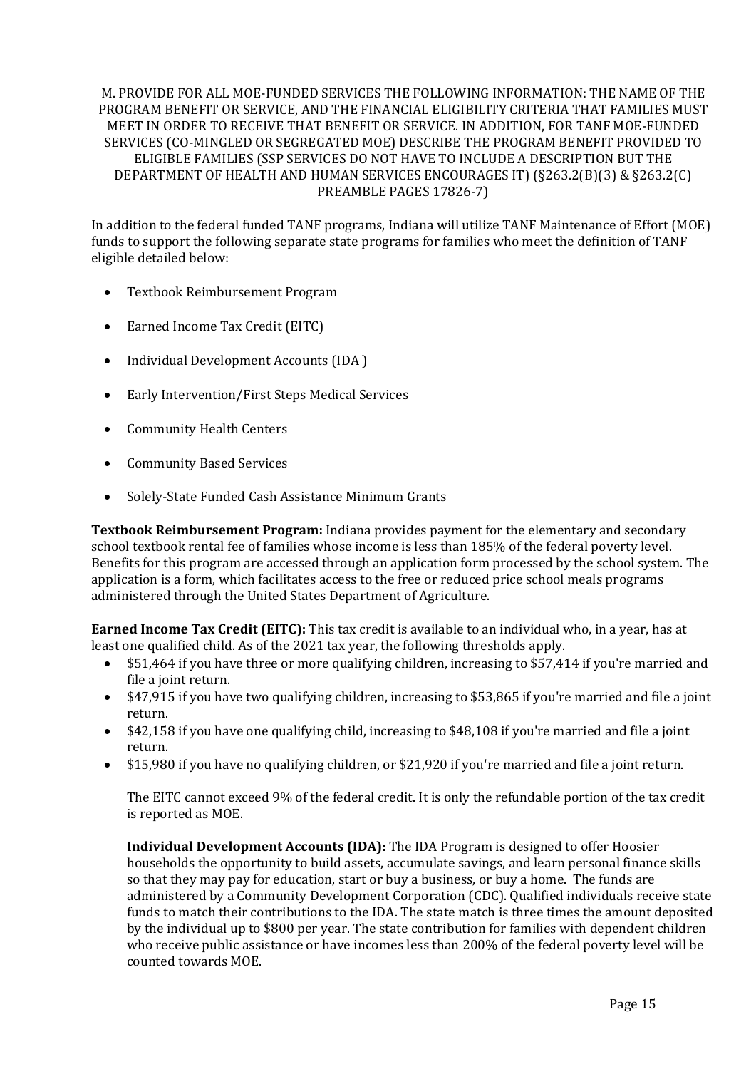M. PROVIDE FOR ALL MOE-FUNDED SERVICES THE FOLLOWING INFORMATION: THE NAME OF THE PROGRAM BENEFIT OR SERVICE, AND THE FINANCIAL ELIGIBILITY CRITERIA THAT FAMILIES MUST MEET IN ORDER TO RECEIVE THAT BENEFIT OR SERVICE. IN ADDITION, FOR TANF MOE-FUNDED SERVICES (CO-MINGLED OR SEGREGATED MOE) DESCRIBE THE PROGRAM BENEFIT PROVIDED TO ELIGIBLE FAMILIES (SSP SERVICES DO NOT HAVE TO INCLUDE A DESCRIPTION BUT THE DEPARTMENT OF HEALTH AND HUMAN SERVICES ENCOURAGES IT) (§263.2(B)(3) & §263.2(C) PREAMBLE PAGES 17826-7)

In addition to the federal funded TANF programs, Indiana will utilize TANF Maintenance of Effort (MOE) funds to support the following separate state programs for families who meet the definition of TANF eligible detailed below:

- Textbook Reimbursement Program
- Earned Income Tax Credit (EITC)
- Individual Development Accounts (IDA )
- Early Intervention/First Steps Medical Services
- Community Health Centers
- Community Based Services
- Solely-State Funded Cash Assistance Minimum Grants

**Textbook Reimbursement Program:** Indiana provides payment for the elementary and secondary school textbook rental fee of families whose income is less than 185% of the federal poverty level. Benefits for this program are accessed through an application form processed by the school system. The application is a form, which facilitates access to the free or reduced price school meals programs administered through the United States Department of Agriculture.

**Earned Income Tax Credit (EITC):** This tax credit is available to an individual who, in a year, has at least one qualified child. As of the 2021 tax year, the following thresholds apply.

- $51,464 if you have three or more qualifying children, increasing to $57,414 if you're married and file a joint return.
- $47,915 if you have two qualifying children, increasing to $53,865 if you're married and file a joint return.
- $42,158 if you have one qualifying child, increasing to $48,108 if you're married and file a joint return.
- $15,980 if you have no qualifying children, or $21,920 if you're married and file a joint return.

The EITC cannot exceed 9% of the federal credit. It is only the refundable portion of the tax credit is reported as MOE.

**Individual Development Accounts (IDA):** The IDA Program is designed to offer Hoosier households the opportunity to build assets, accumulate savings, and learn personal finance skills so that they may pay for education, start or buy a business, or buy a home. The funds are administered by a Community Development Corporation (CDC). Qualified individuals receive state funds to match their contributions to the IDA. The state match is three times the amount deposited by the individual up to $800 per year. The state contribution for families with dependent children who receive public assistance or have incomes less than 200% of the federal poverty level will be counted towards MOE.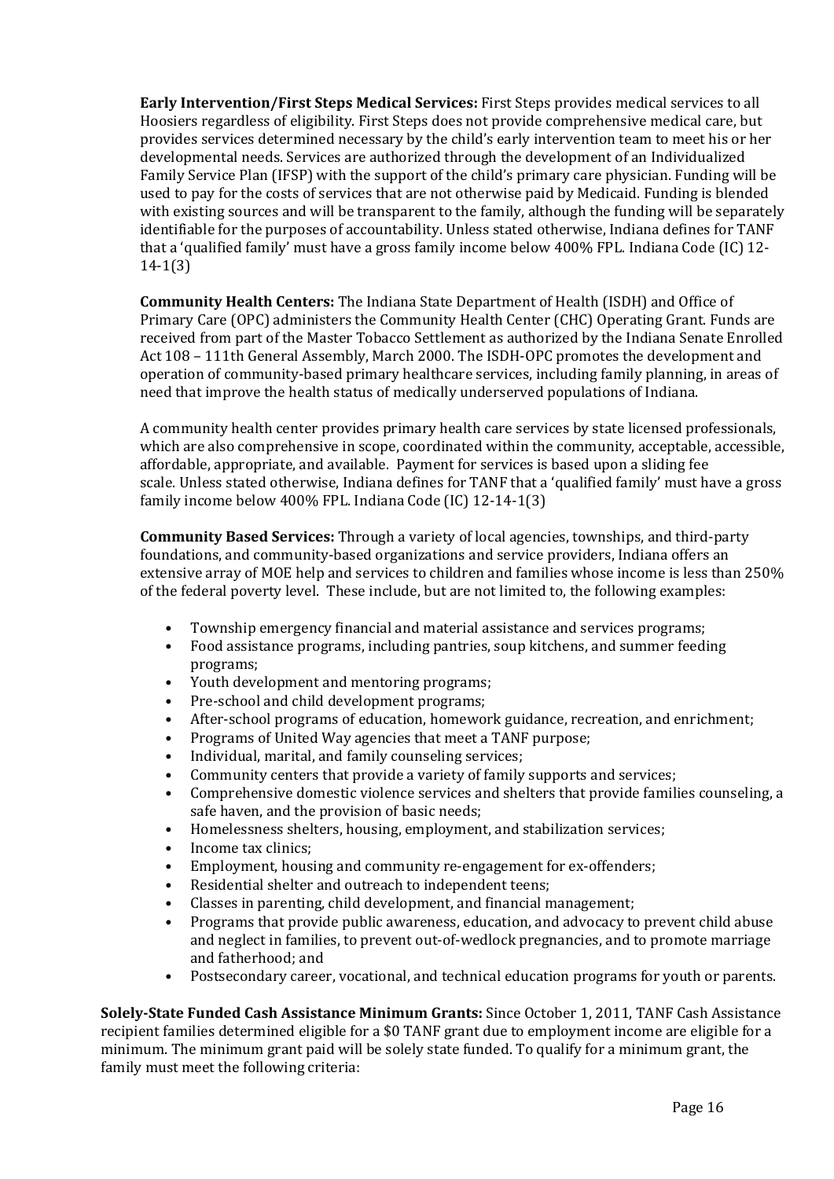**Early Intervention/First Steps Medical Services:** First Steps provides medical services to all Hoosiers regardless of eligibility. First Steps does not provide comprehensive medical care, but provides services determined necessary by the child's early intervention team to meet his or her developmental needs. Services are authorized through the development of an Individualized Family Service Plan (IFSP) with the support of the child's primary care physician. Funding will be used to pay for the costs of services that are not otherwise paid by Medicaid. Funding is blended with existing sources and will be transparent to the family, although the funding will be separately identifiable for the purposes of accountability. Unless stated otherwise, Indiana defines for TANF that a 'qualified family' must have a gross family income below 400% FPL. Indiana Code (IC) 12-14-1(3)

**Community Health Centers:** The Indiana State Department of Health (ISDH) and Office of Primary Care (OPC) administers the Community Health Center (CHC) Operating Grant. Funds are received from part of the Master Tobacco Settlement as authorized by the Indiana Senate Enrolled Act 108 – 111th General Assembly, March 2000. The ISDH-OPC promotes the development and operation of community-based primary healthcare services, including family planning, in areas of need that improve the health status of medically underserved populations of Indiana.

A community health center provides primary health care services by state licensed professionals, which are also comprehensive in scope, coordinated within the community, acceptable, accessible, affordable, appropriate, and available. Payment for services is based upon a sliding fee scale. Unless stated otherwise, Indiana defines for TANF that a 'qualified family' must have a gross family income below 400% FPL. Indiana Code (IC) 12-14-1(3)

**Community Based Services:** Through a variety of local agencies, townships, and third-party foundations, and community-based organizations and service providers, Indiana offers an extensive array of MOE help and services to children and families whose income is less than 250% of the federal poverty level. These include, but are not limited to, the following examples:

- Township emergency financial and material assistance and services programs;
- Food assistance programs, including pantries, soup kitchens, and summer feeding programs;
- Youth development and mentoring programs;
- Pre-school and child development programs;
- After-school programs of education, homework guidance, recreation, and enrichment;
- Programs of United Way agencies that meet a TANF purpose;
- Individual, marital, and family counseling services;
- Community centers that provide a variety of family supports and services;
- Comprehensive domestic violence services and shelters that provide families counseling, a safe haven, and the provision of basic needs;
- Homelessness shelters, housing, employment, and stabilization services;
- Income tax clinics;
- Employment, housing and community re-engagement for ex-offenders;
- Residential shelter and outreach to independent teens;
- Classes in parenting, child development, and financial management;
- Programs that provide public awareness, education, and advocacy to prevent child abuse and neglect in families, to prevent out-of-wedlock pregnancies, and to promote marriage and fatherhood; and
- Postsecondary career, vocational, and technical education programs for youth or parents.

**Solely-State Funded Cash Assistance Minimum Grants:** Since October 1, 2011, TANF Cash Assistance recipient families determined eligible for a $0 TANF grant due to employment income are eligible for a minimum. The minimum grant paid will be solely state funded. To qualify for a minimum grant, the family must meet the following criteria: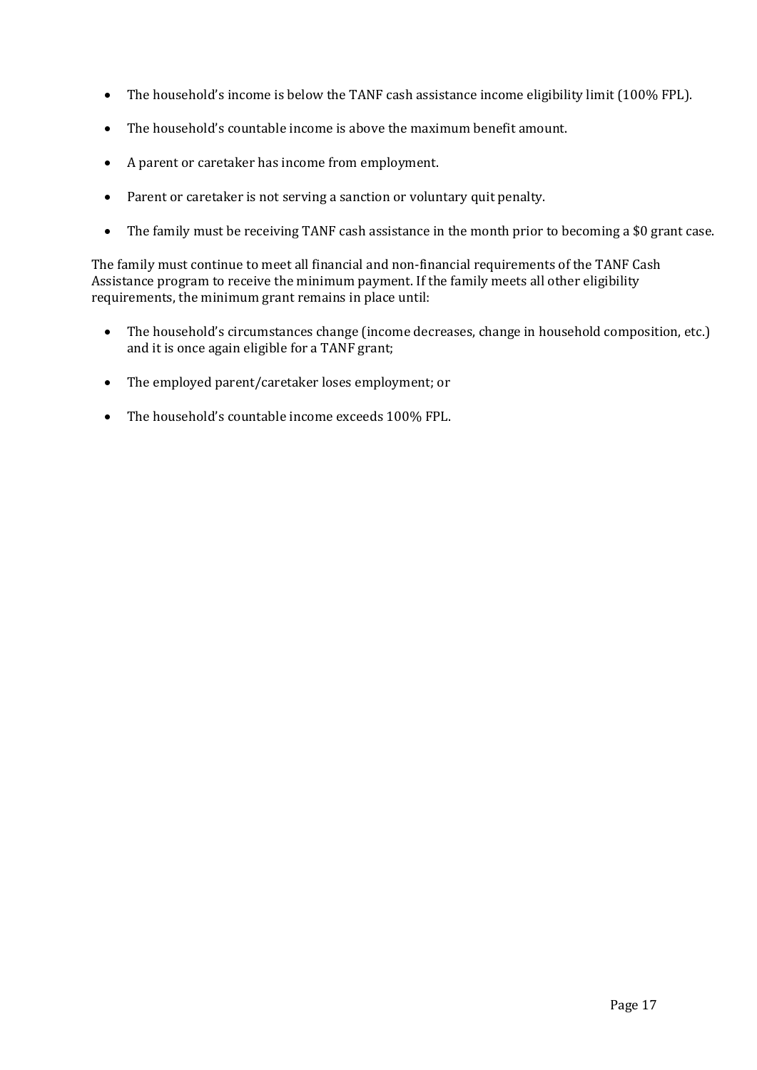- The household's income is below the TANF cash assistance income eligibility limit (100% FPL).
- The household's countable income is above the maximum benefit amount.
- A parent or caretaker has income from employment.
- Parent or caretaker is not serving a sanction or voluntary quit penalty.
- The family must be receiving TANF cash assistance in the month prior to becoming a $0 grant case.

The family must continue to meet all financial and non-financial requirements of the TANF Cash Assistance program to receive the minimum payment. If the family meets all other eligibility requirements, the minimum grant remains in place until:

- The household's circumstances change (income decreases, change in household composition, etc.) and it is once again eligible for a TANF grant;
- The employed parent/caretaker loses employment; or
- The household's countable income exceeds 100% FPL.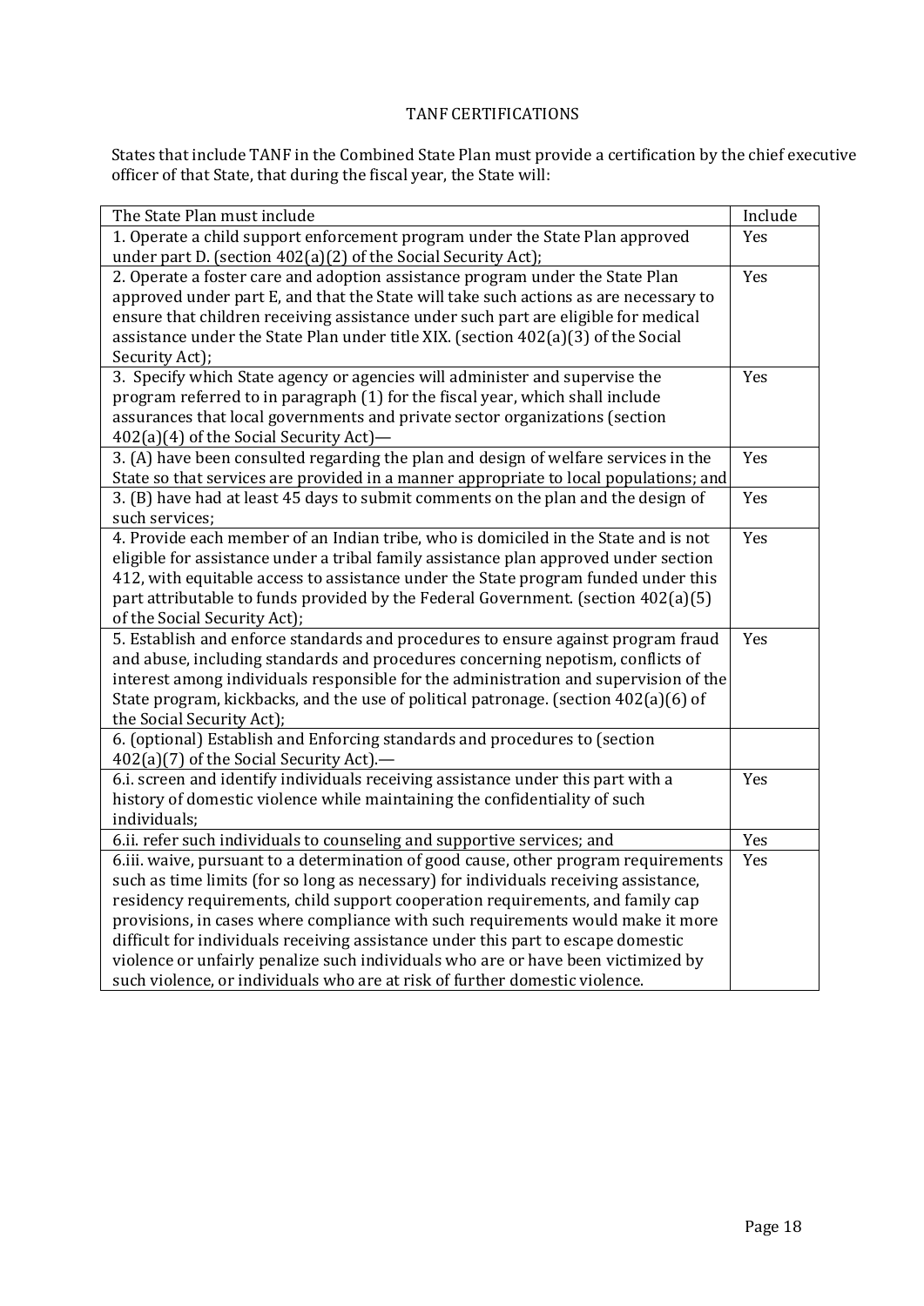# TANF CERTIFICATIONS

States that include TANF in the Combined State Plan must provide a certification by the chief executive officer of that State, that during the fiscal year, the State will:

| The State Plan must include | Include |
|---|---|
| 1. Operate a child support enforcement program under the State Plan approved under part D. (section 402(a)(2) of the Social Security Act); | Yes |
| 2. Operate a foster care and adoption assistance program under the State Plan approved under part E, and that the State will take such actions as are necessary to ensure that children receiving assistance under such part are eligible for medical assistance under the State Plan under title XIX. (section 402(a)(3) of the Social Security Act); | Yes |
| 3. Specify which State agency or agencies will administer and supervise the program referred to in paragraph (1) for the fiscal year, which shall include assurances that local governments and private sector organizations (section 402(a)(4) of the Social Security Act)— | Yes |
| 3. (A) have been consulted regarding the plan and design of welfare services in the State so that services are provided in a manner appropriate to local populations; and | Yes |
| 3. (B) have had at least 45 days to submit comments on the plan and the design of such services; | Yes |
| 4. Provide each member of an Indian tribe, who is domiciled in the State and is not eligible for assistance under a tribal family assistance plan approved under section 412, with equitable access to assistance under the State program funded under this part attributable to funds provided by the Federal Government. (section 402(a)(5) of the Social Security Act); | Yes |
| 5. Establish and enforce standards and procedures to ensure against program fraud and abuse, including standards and procedures concerning nepotism, conflicts of interest among individuals responsible for the administration and supervision of the State program, kickbacks, and the use of political patronage. (section 402(a)(6) of the Social Security Act); | Yes |
| 6. (optional) Establish and Enforcing standards and procedures to (section 402(a)(7) of the Social Security Act).— | |
| 6.i. screen and identify individuals receiving assistance under this part with a history of domestic violence while maintaining the confidentiality of such individuals; | Yes |
| 6.ii. refer such individuals to counseling and supportive services; and | Yes |
| 6.iii. waive, pursuant to a determination of good cause, other program requirements such as time limits (for so long as necessary) for individuals receiving assistance, residency requirements, child support cooperation requirements, and family cap provisions, in cases where compliance with such requirements would make it more difficult for individuals receiving assistance under this part to escape domestic violence or unfairly penalize such individuals who are or have been victimized by such violence, or individuals who are at risk of further domestic violence. | Yes |